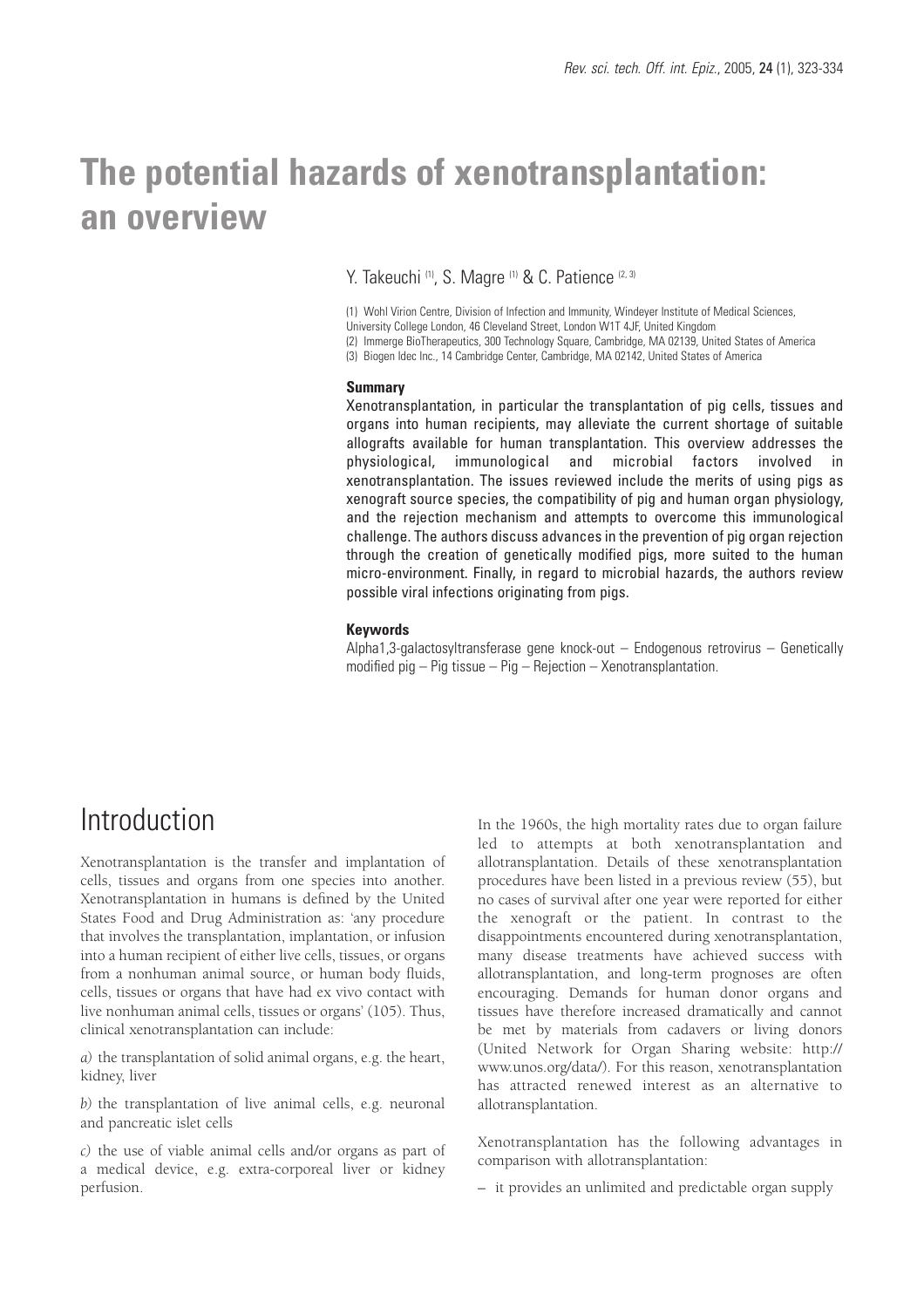# The potential hazards of xenotransplantation: an overview

Y. Takeuchi [(1)], S. Magre [(1)] & C. Patience [(2, 3)]

(1) Wohl Virion Centre, Division of Infection and Immunity, Windeyer Institute of Medical Sciences, University College London, 46 Cleveland Street, London W1T 4JF, United Kingdom
(2) Immerge BioTherapeutics, 300 Technology Square, Cambridge, MA 02139, United States of America
(3) Biogen Idec Inc., 14 Cambridge Center, Cambridge, MA 02142, United States of America

### Summary

Xenotransplantation, in particular the transplantation of pig cells, tissues and organs into human recipients, may alleviate the current shortage of suitable allografts available for human transplantation. This overview addresses the physiological, immunological and microbial factors involved in xenotransplantation. The issues reviewed include the merits of using pigs as xenograft source species, the compatibility of pig and human organ physiology, and the rejection mechanism and attempts to overcome this immunological challenge. The authors discuss advances in the prevention of pig organ rejection through the creation of genetically modified pigs, more suited to the human micro-environment. Finally, in regard to microbial hazards, the authors review possible viral infections originating from pigs.

### Keywords

Alpha1,3-galactosyltransferase gene knock-out – Endogenous retrovirus – Genetically modified pig – Pig tissue – Pig – Rejection – Xenotransplantation.

## Introduction

Xenotransplantation is the transfer and implantation of cells, tissues and organs from one species into another. Xenotransplantation in humans is defined by the United States Food and Drug Administration as: 'any procedure that involves the transplantation, implantation, or infusion into a human recipient of either live cells, tissues, or organs from a nonhuman animal source, or human body fluids, cells, tissues or organs that have had ex vivo contact with live nonhuman animal cells, tissues or organs' (105). Thus, clinical xenotransplantation can include:

*a)* the transplantation of solid animal organs, e.g. the heart, kidney, liver

*b)* the transplantation of live animal cells, e.g. neuronal and pancreatic islet cells

*c)* the use of viable animal cells and/or organs as part of a medical device, e.g. extra-corporeal liver or kidney perfusion.

In the 1960s, the high mortality rates due to organ failure led to attempts at both xenotransplantation and allotransplantation. Details of these xenotransplantation procedures have been listed in a previous review (55), but no cases of survival after one year were reported for either the xenograft or the patient. In contrast to the disappointments encountered during xenotransplantation, many disease treatments have achieved success with allotransplantation, and long-term prognoses are often encouraging. Demands for human donor organs and tissues have therefore increased dramatically and cannot be met by materials from cadavers or living donors (United Network for Organ Sharing website: http://www.unos.org/data/). For this reason, xenotransplantation has attracted renewed interest as an alternative to allotransplantation.

Xenotransplantation has the following advantages in comparison with allotransplantation:

– it provides an unlimited and predictable organ supply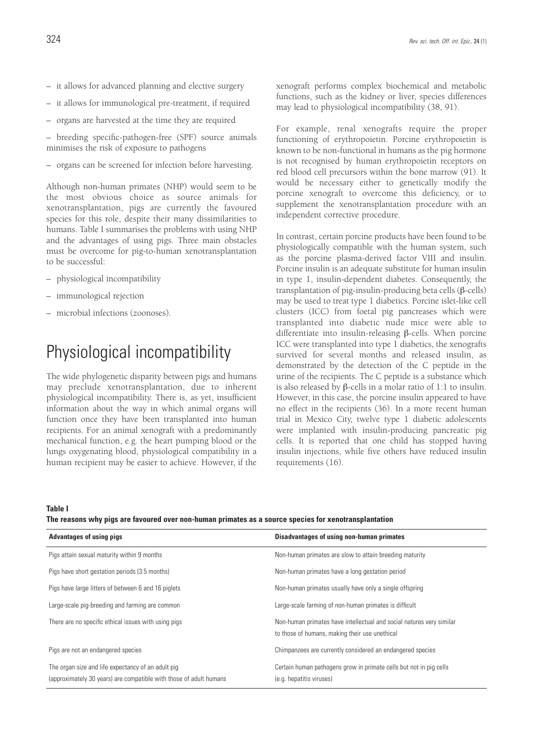– it allows for advanced planning and elective surgery

– it allows for immunological pre-treatment, if required

– organs are harvested at the time they are required

– breeding specific-pathogen-free (SPF) source animals minimises the risk of exposure to pathogens

– organs can be screened for infection before harvesting.

Although non-human primates (NHP) would seem to be the most obvious choice as source animals for xenotransplantation, pigs are currently the favoured species for this role, despite their many dissimilarities to humans. Table I summarises the problems with using NHP and the advantages of using pigs. Three main obstacles must be overcome for pig-to-human xenotransplantation to be successful:

– physiological incompatibility

– immunological rejection

– microbial infections (zoonoses).

# Physiological incompatibility

The wide phylogenetic disparity between pigs and humans may preclude xenotransplantation, due to inherent physiological incompatibility. There is, as yet, insufficient information about the way in which animal organs will function once they have been transplanted into human recipients. For an animal xenograft with a predominantly mechanical function, e.g. the heart pumping blood or the lungs oxygenating blood, physiological compatibility in a human recipient may be easier to achieve. However, if the xenograft performs complex biochemical and metabolic functions, such as the kidney or liver, species differences may lead to physiological incompatibility (38, 91).

For example, renal xenografts require the proper functioning of erythropoietin. Porcine erythropoietin is known to be non-functional in humans as the pig hormone is not recognised by human erythropoietin receptors on red blood cell precursors within the bone marrow (91). It would be necessary either to genetically modify the porcine xenograft to overcome this deficiency, or to supplement the xenotransplantation procedure with an independent corrective procedure.

In contrast, certain porcine products have been found to be physiologically compatible with the human system, such as the porcine plasma-derived factor VIII and insulin. Porcine insulin is an adequate substitute for human insulin in type 1, insulin-dependent diabetes. Consequently, the transplantation of pig-insulin-producing beta cells (β-cells) may be used to treat type 1 diabetics. Porcine islet-like cell clusters (ICC) from foetal pig pancreases which were transplanted into diabetic nude mice were able to differentiate into insulin-releasing β-cells. When porcine ICC were transplanted into type 1 diabetics, the xenografts survived for several months and released insulin, as demonstrated by the detection of the C peptide in the urine of the recipients. The C peptide is a substance which is also released by β-cells in a molar ratio of 1:1 to insulin. However, in this case, the porcine insulin appeared to have no effect in the recipients (36). In a more recent human trial in Mexico City, twelve type 1 diabetic adolescents were implanted with insulin-producing pancreatic pig cells. It is reported that one child has stopped having insulin injections, while five others have reduced insulin requirements (16).

**Table I**

**The reasons why pigs are favoured over non-human primates as a source species for xenotransplantation**

| Advantages of using pigs | Disadvantages of using non-human primates |
|---|---|
| Pigs attain sexual maturity within 9 months | Non-human primates are slow to attain breeding maturity |
| Pigs have short gestation periods (3.5 months) | Non-human primates have a long gestation period |
| Pigs have large litters of between 6 and 16 piglets | Non-human primates usually have only a single offspring |
| Large-scale pig-breeding and farming are common | Large-scale farming of non-human primates is difficult |
| There are no specific ethical issues with using pigs | Non-human primates have intellectual and social natures very similar to those of humans, making their use unethical |
| Pigs are not an endangered species | Chimpanzees are currently considered an endangered species |
| The organ size and life expectancy of an adult pig (approximately 30 years) are compatible with those of adult humans | Certain human pathogens grow in primate cells but not in pig cells (e.g. hepatitis viruses) |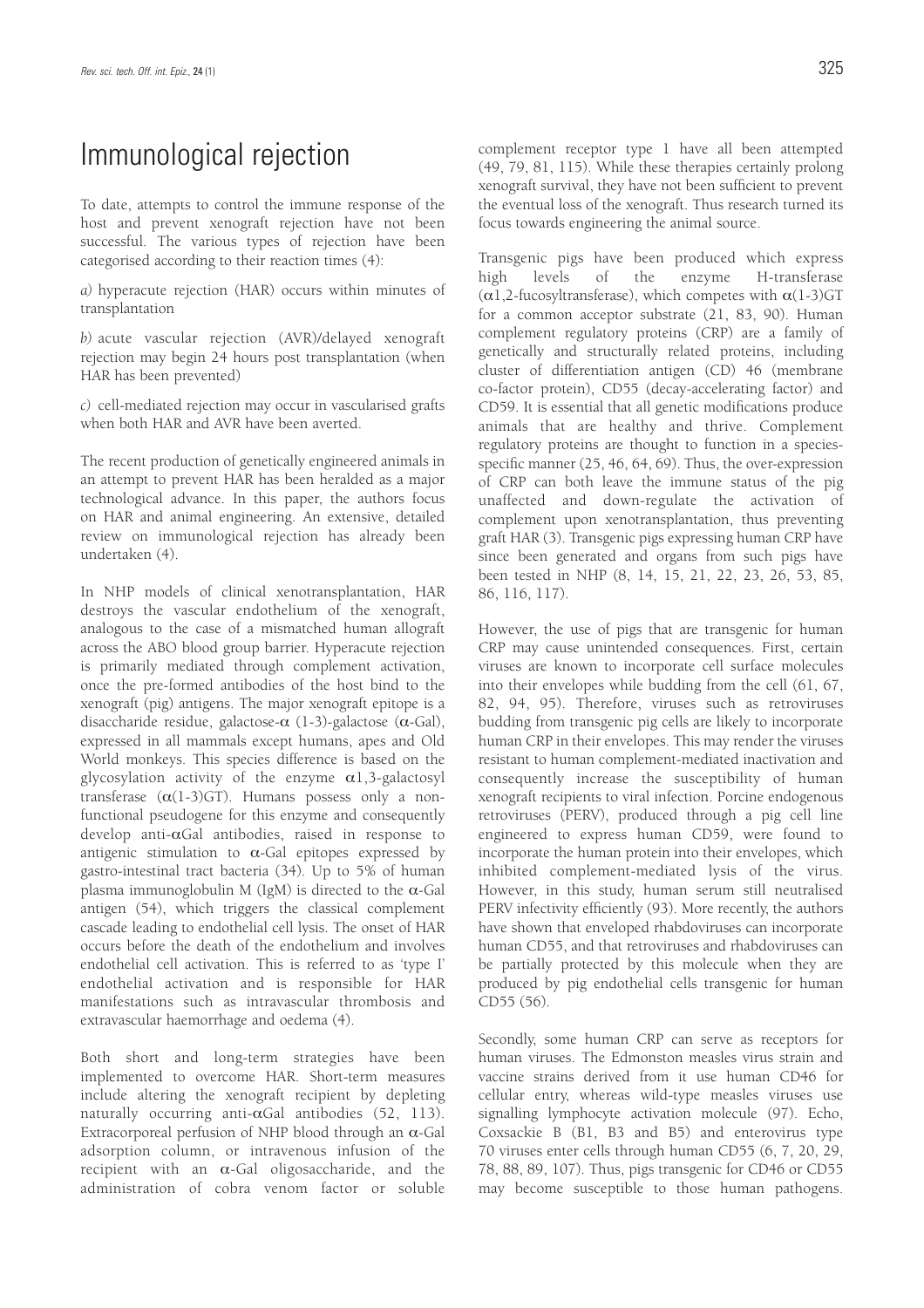# Immunological rejection

To date, attempts to control the immune response of the host and prevent xenograft rejection have not been successful. The various types of rejection have been categorised according to their reaction times (4):

*a)* hyperacute rejection (HAR) occurs within minutes of transplantation

*b)* acute vascular rejection (AVR)/delayed xenograft rejection may begin 24 hours post transplantation (when HAR has been prevented)

*c)* cell-mediated rejection may occur in vascularised grafts when both HAR and AVR have been averted.

The recent production of genetically engineered animals in an attempt to prevent HAR has been heralded as a major technological advance. In this paper, the authors focus on HAR and animal engineering. An extensive, detailed review on immunological rejection has already been undertaken (4).

In NHP models of clinical xenotransplantation, HAR destroys the vascular endothelium of the xenograft, analogous to the case of a mismatched human allograft across the ABO blood group barrier. Hyperacute rejection is primarily mediated through complement activation, once the pre-formed antibodies of the host bind to the xenograft (pig) antigens. The major xenograft epitope is a disaccharide residue, galactose-α (1-3)-galactose (α-Gal), expressed in all mammals except humans, apes and Old World monkeys. This species difference is based on the glycosylation activity of the enzyme α1,3-galactosyl transferase (α(1-3)GT). Humans possess only a non-functional pseudogene for this enzyme and consequently develop anti-αGal antibodies, raised in response to antigenic stimulation to α-Gal epitopes expressed by gastro-intestinal tract bacteria (34). Up to 5% of human plasma immunoglobulin M (IgM) is directed to the α-Gal antigen (54), which triggers the classical complement cascade leading to endothelial cell lysis. The onset of HAR occurs before the death of the endothelium and involves endothelial cell activation. This is referred to as 'type I' endothelial activation and is responsible for HAR manifestations such as intravascular thrombosis and extravascular haemorrhage and oedema (4).

Both short and long-term strategies have been implemented to overcome HAR. Short-term measures include altering the xenograft recipient by depleting naturally occurring anti-αGal antibodies (52, 113). Extracorporeal perfusion of NHP blood through an α-Gal adsorption column, or intravenous infusion of the recipient with an α-Gal oligosaccharide, and the administration of cobra venom factor or soluble complement receptor type 1 have all been attempted (49, 79, 81, 115). While these therapies certainly prolong xenograft survival, they have not been sufficient to prevent the eventual loss of the xenograft. Thus research turned its focus towards engineering the animal source.

Transgenic pigs have been produced which express high levels of the enzyme H-transferase (α1,2-fucosyltransferase), which competes with α(1-3)GT for a common acceptor substrate (21, 83, 90). Human complement regulatory proteins (CRP) are a family of genetically and structurally related proteins, including cluster of differentiation antigen (CD) 46 (membrane co-factor protein), CD55 (decay-accelerating factor) and CD59. It is essential that all genetic modifications produce animals that are healthy and thrive. Complement regulatory proteins are thought to function in a species-specific manner (25, 46, 64, 69). Thus, the over-expression of CRP can both leave the immune status of the pig unaffected and down-regulate the activation of complement upon xenotransplantation, thus preventing graft HAR (3). Transgenic pigs expressing human CRP have since been generated and organs from such pigs have been tested in NHP (8, 14, 15, 21, 22, 23, 26, 53, 85, 86, 116, 117).

However, the use of pigs that are transgenic for human CRP may cause unintended consequences. First, certain viruses are known to incorporate cell surface molecules into their envelopes while budding from the cell (61, 67, 82, 94, 95). Therefore, viruses such as retroviruses budding from transgenic pig cells are likely to incorporate human CRP in their envelopes. This may render the viruses resistant to human complement-mediated inactivation and consequently increase the susceptibility of human xenograft recipients to viral infection. Porcine endogenous retroviruses (PERV), produced through a pig cell line engineered to express human CD59, were found to incorporate the human protein into their envelopes, which inhibited complement-mediated lysis of the virus. However, in this study, human serum still neutralised PERV infectivity efficiently (93). More recently, the authors have shown that enveloped rhabdoviruses can incorporate human CD55, and that retroviruses and rhabdoviruses can be partially protected by this molecule when they are produced by pig endothelial cells transgenic for human CD55 (56).

Secondly, some human CRP can serve as receptors for human viruses. The Edmonston measles virus strain and vaccine strains derived from it use human CD46 for cellular entry, whereas wild-type measles viruses use signalling lymphocyte activation molecule (97). Echo, Coxsackie B (B1, B3 and B5) and enterovirus type 70 viruses enter cells through human CD55 (6, 7, 20, 29, 78, 88, 89, 107). Thus, pigs transgenic for CD46 or CD55 may become susceptible to those human pathogens.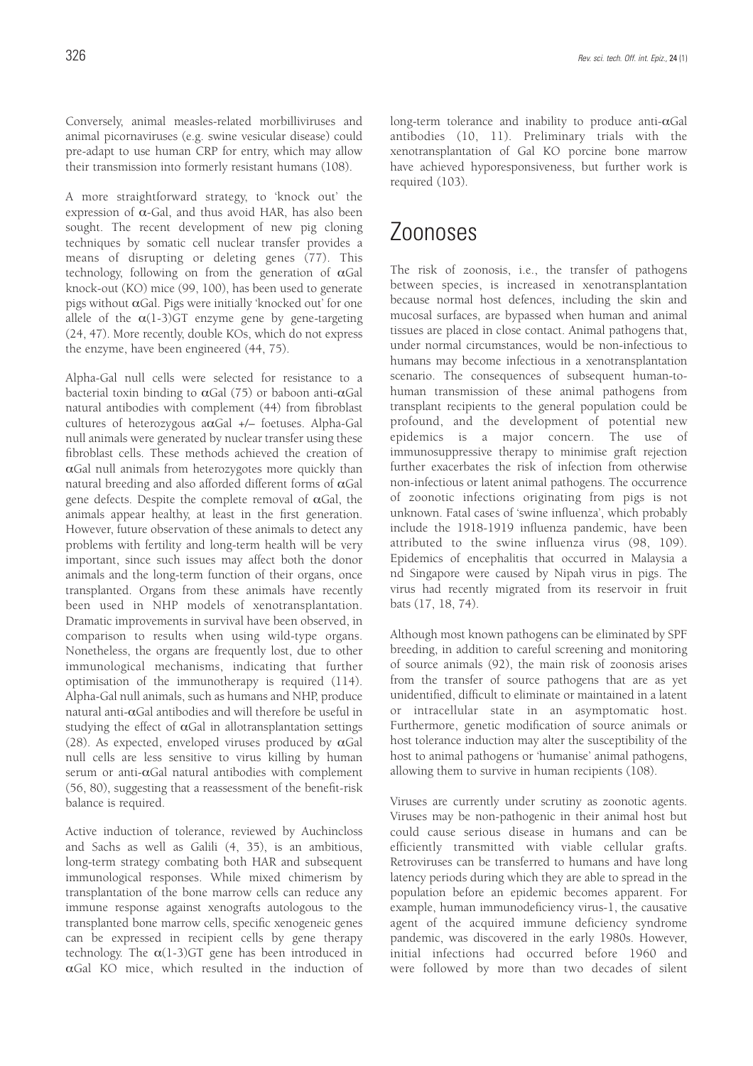Conversely, animal measles-related morbilliviruses and animal picornaviruses (e.g. swine vesicular disease) could pre-adapt to use human CRP for entry, which may allow their transmission into formerly resistant humans (108).

A more straightforward strategy, to 'knock out' the expression of α-Gal, and thus avoid HAR, has also been sought. The recent development of new pig cloning techniques by somatic cell nuclear transfer provides a means of disrupting or deleting genes (77). This technology, following on from the generation of αGal knock-out (KO) mice (99, 100), has been used to generate pigs without αGal. Pigs were initially 'knocked out' for one allele of the α(1-3)GT enzyme gene by gene-targeting (24, 47). More recently, double KOs, which do not express the enzyme, have been engineered (44, 75).

Alpha-Gal null cells were selected for resistance to a bacterial toxin binding to αGal (75) or baboon anti-αGal natural antibodies with complement (44) from fibroblast cultures of heterozygous aαGal +/– foetuses. Alpha-Gal null animals were generated by nuclear transfer using these fibroblast cells. These methods achieved the creation of αGal null animals from heterozygotes more quickly than natural breeding and also afforded different forms of αGal gene defects. Despite the complete removal of αGal, the animals appear healthy, at least in the first generation. However, future observation of these animals to detect any problems with fertility and long-term health will be very important, since such issues may affect both the donor animals and the long-term function of their organs, once transplanted. Organs from these animals have recently been used in NHP models of xenotransplantation. Dramatic improvements in survival have been observed, in comparison to results when using wild-type organs. Nonetheless, the organs are frequently lost, due to other immunological mechanisms, indicating that further optimisation of the immunotherapy is required (114). Alpha-Gal null animals, such as humans and NHP, produce natural anti-αGal antibodies and will therefore be useful in studying the effect of αGal in allotransplantation settings (28). As expected, enveloped viruses produced by αGal null cells are less sensitive to virus killing by human serum or anti-αGal natural antibodies with complement (56, 80), suggesting that a reassessment of the benefit-risk balance is required.

Active induction of tolerance, reviewed by Auchincloss and Sachs as well as Galili (4, 35), is an ambitious, long-term strategy combating both HAR and subsequent immunological responses. While mixed chimerism by transplantation of the bone marrow cells can reduce any immune response against xenografts autologous to the transplanted bone marrow cells, specific xenogeneic genes can be expressed in recipient cells by gene therapy technology. The α(1-3)GT gene has been introduced in αGal KO mice, which resulted in the induction of long-term tolerance and inability to produce anti-αGal antibodies (10, 11). Preliminary trials with the xenotransplantation of Gal KO porcine bone marrow have achieved hyporesponsiveness, but further work is required (103).

# Zoonoses

The risk of zoonosis, i.e., the transfer of pathogens between species, is increased in xenotransplantation because normal host defences, including the skin and mucosal surfaces, are bypassed when human and animal tissues are placed in close contact. Animal pathogens that, under normal circumstances, would be non-infectious to humans may become infectious in a xenotransplantation scenario. The consequences of subsequent human-to-human transmission of these animal pathogens from transplant recipients to the general population could be profound, and the development of potential new epidemics is a major concern. The use of immunosuppressive therapy to minimise graft rejection further exacerbates the risk of infection from otherwise non-infectious or latent animal pathogens. The occurrence of zoonotic infections originating from pigs is not unknown. Fatal cases of 'swine influenza', which probably include the 1918-1919 influenza pandemic, have been attributed to the swine influenza virus (98, 109). Epidemics of encephalitis that occurred in Malaysia a nd Singapore were caused by Nipah virus in pigs. The virus had recently migrated from its reservoir in fruit bats (17, 18, 74).

Although most known pathogens can be eliminated by SPF breeding, in addition to careful screening and monitoring of source animals (92), the main risk of zoonosis arises from the transfer of source pathogens that are as yet unidentified, difficult to eliminate or maintained in a latent or intracellular state in an asymptomatic host. Furthermore, genetic modification of source animals or host tolerance induction may alter the susceptibility of the host to animal pathogens or 'humanise' animal pathogens, allowing them to survive in human recipients (108).

Viruses are currently under scrutiny as zoonotic agents. Viruses may be non-pathogenic in their animal host but could cause serious disease in humans and can be efficiently transmitted with viable cellular grafts. Retroviruses can be transferred to humans and have long latency periods during which they are able to spread in the population before an epidemic becomes apparent. For example, human immunodeficiency virus-1, the causative agent of the acquired immune deficiency syndrome pandemic, was discovered in the early 1980s. However, initial infections had occurred before 1960 and were followed by more than two decades of silent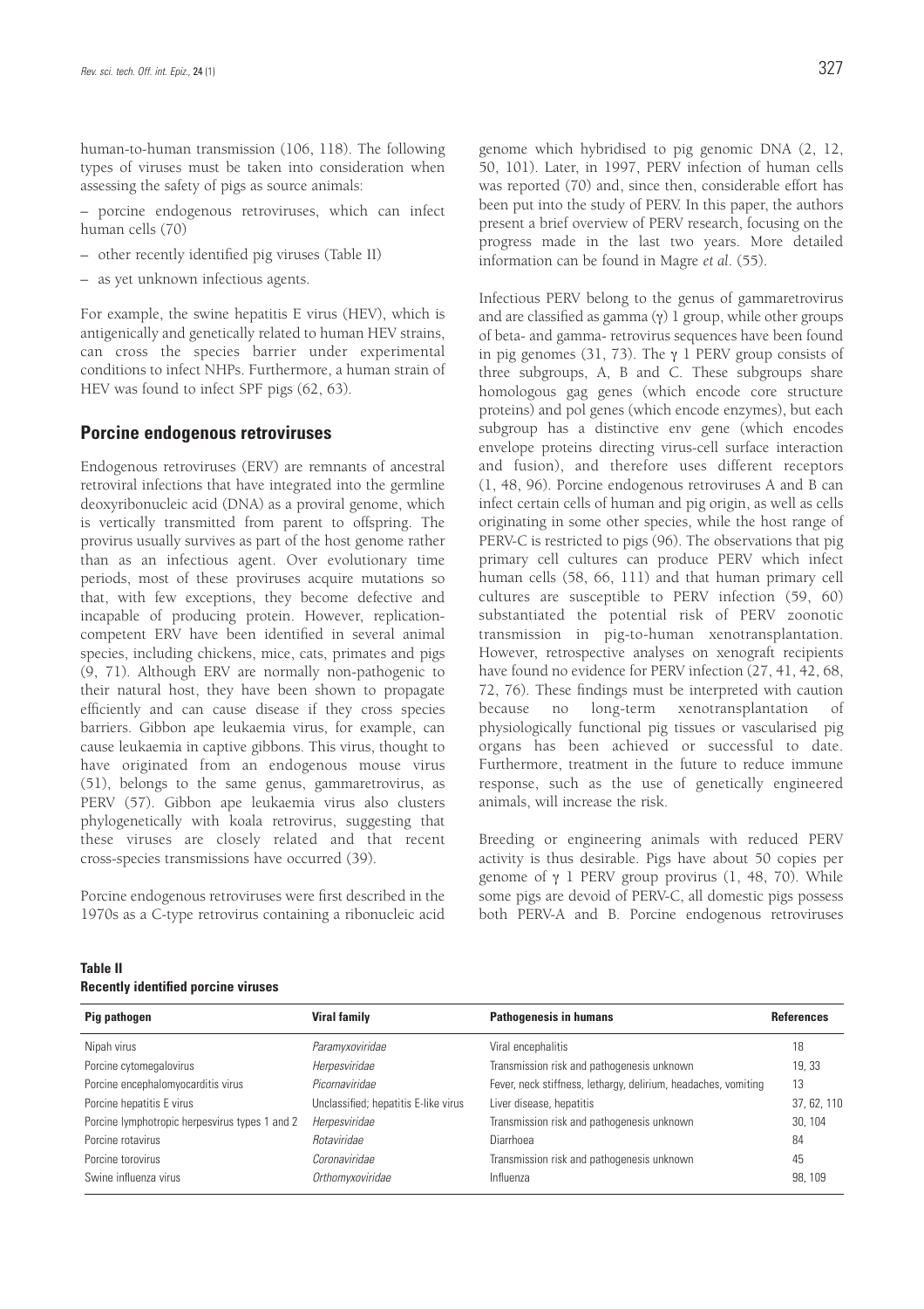human-to-human transmission (106, 118). The following types of viruses must be taken into consideration when assessing the safety of pigs as source animals:

– porcine endogenous retroviruses, which can infect human cells (70)

– other recently identified pig viruses (Table II)

– as yet unknown infectious agents.

For example, the swine hepatitis E virus (HEV), which is antigenically and genetically related to human HEV strains, can cross the species barrier under experimental conditions to infect NHPs. Furthermore, a human strain of HEV was found to infect SPF pigs (62, 63).

## Porcine endogenous retroviruses

Endogenous retroviruses (ERV) are remnants of ancestral retroviral infections that have integrated into the germline deoxyribonucleic acid (DNA) as a proviral genome, which is vertically transmitted from parent to offspring. The provirus usually survives as part of the host genome rather than as an infectious agent. Over evolutionary time periods, most of these proviruses acquire mutations so that, with few exceptions, they become defective and incapable of producing protein. However, replication-competent ERV have been identified in several animal species, including chickens, mice, cats, primates and pigs (9, 71). Although ERV are normally non-pathogenic to their natural host, they have been shown to propagate efficiently and can cause disease if they cross species barriers. Gibbon ape leukaemia virus, for example, can cause leukaemia in captive gibbons. This virus, thought to have originated from an endogenous mouse virus (51), belongs to the same genus, gammaretrovirus, as PERV (57). Gibbon ape leukaemia virus also clusters phylogenetically with koala retrovirus, suggesting that these viruses are closely related and that recent cross-species transmissions have occurred (39).

Porcine endogenous retroviruses were first described in the 1970s as a C-type retrovirus containing a ribonucleic acid genome which hybridised to pig genomic DNA (2, 12, 50, 101). Later, in 1997, PERV infection of human cells was reported (70) and, since then, considerable effort has been put into the study of PERV. In this paper, the authors present a brief overview of PERV research, focusing on the progress made in the last two years. More detailed information can be found in Magre *et al*. (55).

Infectious PERV belong to the genus of gammaretrovirus and are classified as gamma ($\gamma$) 1 group, while other groups of beta- and gamma- retrovirus sequences have been found in pig genomes (31, 73). The $\gamma$ 1 PERV group consists of three subgroups, A, B and C. These subgroups share homologous gag genes (which encode core structure proteins) and pol genes (which encode enzymes), but each subgroup has a distinctive env gene (which encodes envelope proteins directing virus-cell surface interaction and fusion), and therefore uses different receptors (1, 48, 96). Porcine endogenous retroviruses A and B can infect certain cells of human and pig origin, as well as cells originating in some other species, while the host range of PERV-C is restricted to pigs (96). The observations that pig primary cell cultures can produce PERV which infect human cells (58, 66, 111) and that human primary cell cultures are susceptible to PERV infection (59, 60) substantiated the potential risk of PERV zoonotic transmission in pig-to-human xenotransplantation. However, retrospective analyses on xenograft recipients have found no evidence for PERV infection (27, 41, 42, 68, 72, 76). These findings must be interpreted with caution because no long-term xenotransplantation of physiologically functional pig tissues or vascularised pig organs has been achieved or successful to date. Furthermore, treatment in the future to reduce immune response, such as the use of genetically engineered animals, will increase the risk.

Breeding or engineering animals with reduced PERV activity is thus desirable. Pigs have about 50 copies per genome of $\gamma$ 1 PERV group provirus (1, 48, 70). While some pigs are devoid of PERV-C, all domestic pigs possess both PERV-A and B. Porcine endogenous retroviruses

**Table II**
**Recently identified porcine viruses**

| Pig pathogen | Viral family | Pathogenesis in humans | References |
|---|---|---|---|
| Nipah virus | *Paramyxoviridae* | Viral encephalitis | 18 |
| Porcine cytomegalovirus | *Herpesviridae* | Transmission risk and pathogenesis unknown | 19, 33 |
| Porcine encephalomyocarditis virus | *Picornaviridae* | Fever, neck stiffness, lethargy, delirium, headaches, vomiting | 13 |
| Porcine hepatitis E virus | Unclassified; hepatitis E-like virus | Liver disease, hepatitis | 37, 62, 110 |
| Porcine lymphotropic herpesvirus types 1 and 2 | *Herpesviridae* | Transmission risk and pathogenesis unknown | 30, 104 |
| Porcine rotavirus | *Rotaviridae* | Diarrhoea | 84 |
| Porcine torovirus | *Coronaviridae* | Transmission risk and pathogenesis unknown | 45 |
| Swine influenza virus | *Orthomyxoviridae* | Influenza | 98, 109 |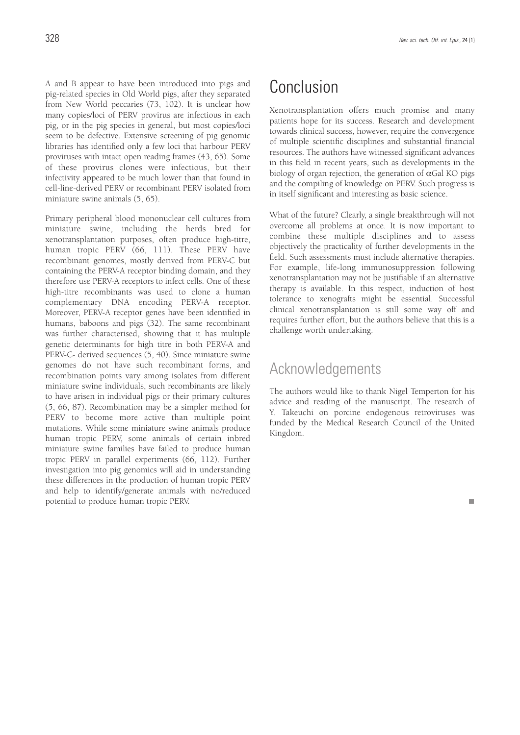A and B appear to have been introduced into pigs and pig-related species in Old World pigs, after they separated from New World peccaries (73, 102). It is unclear how many copies/loci of PERV provirus are infectious in each pig, or in the pig species in general, but most copies/loci seem to be defective. Extensive screening of pig genomic libraries has identified only a few loci that harbour PERV proviruses with intact open reading frames (43, 65). Some of these provirus clones were infectious, but their infectivity appeared to be much lower than that found in cell-line-derived PERV or recombinant PERV isolated from miniature swine animals (5, 65).

Primary peripheral blood mononuclear cell cultures from miniature swine, including the herds bred for xenotransplantation purposes, often produce high-titre, human tropic PERV (66, 111). These PERV have recombinant genomes, mostly derived from PERV-C but containing the PERV-A receptor binding domain, and they therefore use PERV-A receptors to infect cells. One of these high-titre recombinants was used to clone a human complementary DNA encoding PERV-A receptor. Moreover, PERV-A receptor genes have been identified in humans, baboons and pigs (32). The same recombinant was further characterised, showing that it has multiple genetic determinants for high titre in both PERV-A and PERV-C- derived sequences (5, 40). Since miniature swine genomes do not have such recombinant forms, and recombination points vary among isolates from different miniature swine individuals, such recombinants are likely to have arisen in individual pigs or their primary cultures (5, 66, 87). Recombination may be a simpler method for PERV to become more active than multiple point mutations. While some miniature swine animals produce human tropic PERV, some animals of certain inbred miniature swine families have failed to produce human tropic PERV in parallel experiments (66, 112). Further investigation into pig genomics will aid in understanding these differences in the production of human tropic PERV and help to identify/generate animals with no/reduced potential to produce human tropic PERV.

# Conclusion

Xenotransplantation offers much promise and many patients hope for its success. Research and development towards clinical success, however, require the convergence of multiple scientific disciplines and substantial financial resources. The authors have witnessed significant advances in this field in recent years, such as developments in the biology of organ rejection, the generation of αGal KO pigs and the compiling of knowledge on PERV. Such progress is in itself significant and interesting as basic science.

What of the future? Clearly, a single breakthrough will not overcome all problems at once. It is now important to combine these multiple disciplines and to assess objectively the practicality of further developments in the field. Such assessments must include alternative therapies. For example, life-long immunosuppression following xenotransplantation may not be justifiable if an alternative therapy is available. In this respect, induction of host tolerance to xenografts might be essential. Successful clinical xenotransplantation is still some way off and requires further effort, but the authors believe that this is a challenge worth undertaking.

# Acknowledgements

The authors would like to thank Nigel Temperton for his advice and reading of the manuscript. The research of Y. Takeuchi on porcine endogenous retroviruses was funded by the Medical Research Council of the United Kingdom.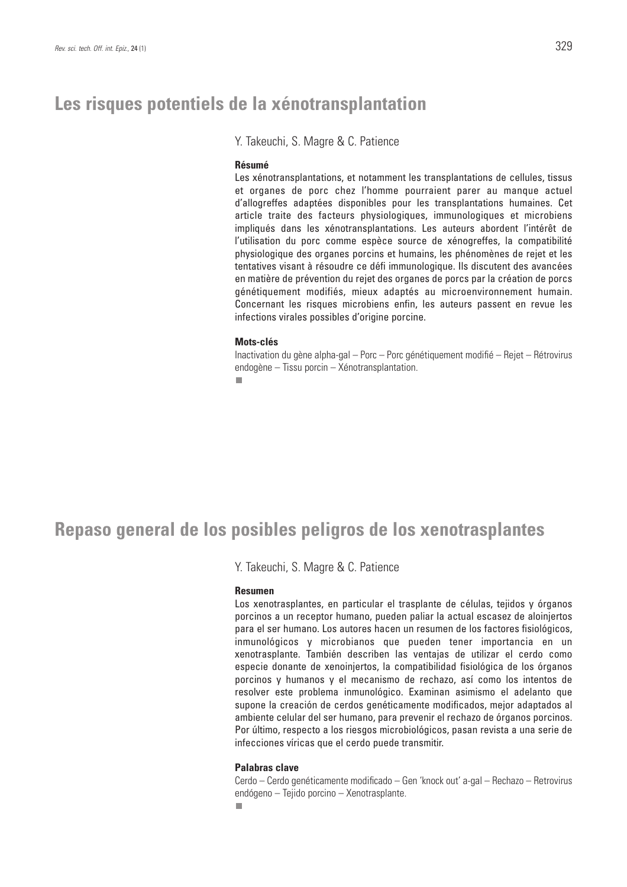# Les risques potentiels de la xénotransplantation

Y. Takeuchi, S. Magre & C. Patience

**Résumé**

Les xénotransplantations, et notamment les transplantations de cellules, tissus et organes de porc chez l'homme pourraient parer au manque actuel d'allogreffes adaptées disponibles pour les transplantations humaines. Cet article traite des facteurs physiologiques, immunologiques et microbiens impliqués dans les xénotransplantations. Les auteurs abordent l'intérêt de l'utilisation du porc comme espèce source de xénogreffes, la compatibilité physiologique des organes porcins et humains, les phénomènes de rejet et les tentatives visant à résoudre ce défi immunologique. Ils discutent des avancées en matière de prévention du rejet des organes de porcs par la création de porcs génétiquement modifiés, mieux adaptés au microenvironnement humain. Concernant les risques microbiens enfin, les auteurs passent en revue les infections virales possibles d'origine porcine.

**Mots-clés**

Inactivation du gène alpha-gal – Porc – Porc génétiquement modifié – Rejet – Rétrovirus endogène – Tissu porcin – Xénotransplantation.

# Repaso general de los posibles peligros de los xenotrasplantes

Y. Takeuchi, S. Magre & C. Patience

**Resumen**

Los xenotrasplantes, en particular el trasplante de células, tejidos y órganos porcinos a un receptor humano, pueden paliar la actual escasez de aloinjertos para el ser humano. Los autores hacen un resumen de los factores fisiológicos, inmunológicos y microbianos que pueden tener importancia en un xenotrasplante. También describen las ventajas de utilizar el cerdo como especie donante de xenoinjertos, la compatibilidad fisiológica de los órganos porcinos y humanos y el mecanismo de rechazo, así como los intentos de resolver este problema inmunológico. Examinan asimismo el adelanto que supone la creación de cerdos genéticamente modificados, mejor adaptados al ambiente celular del ser humano, para prevenir el rechazo de órganos porcinos. Por último, respecto a los riesgos microbiológicos, pasan revista a una serie de infecciones víricas que el cerdo puede transmitir.

**Palabras clave**

Cerdo – Cerdo genéticamente modificado – Gen 'knock out' a-gal – Rechazo – Retrovirus endógeno – Tejido porcino – Xenotrasplante.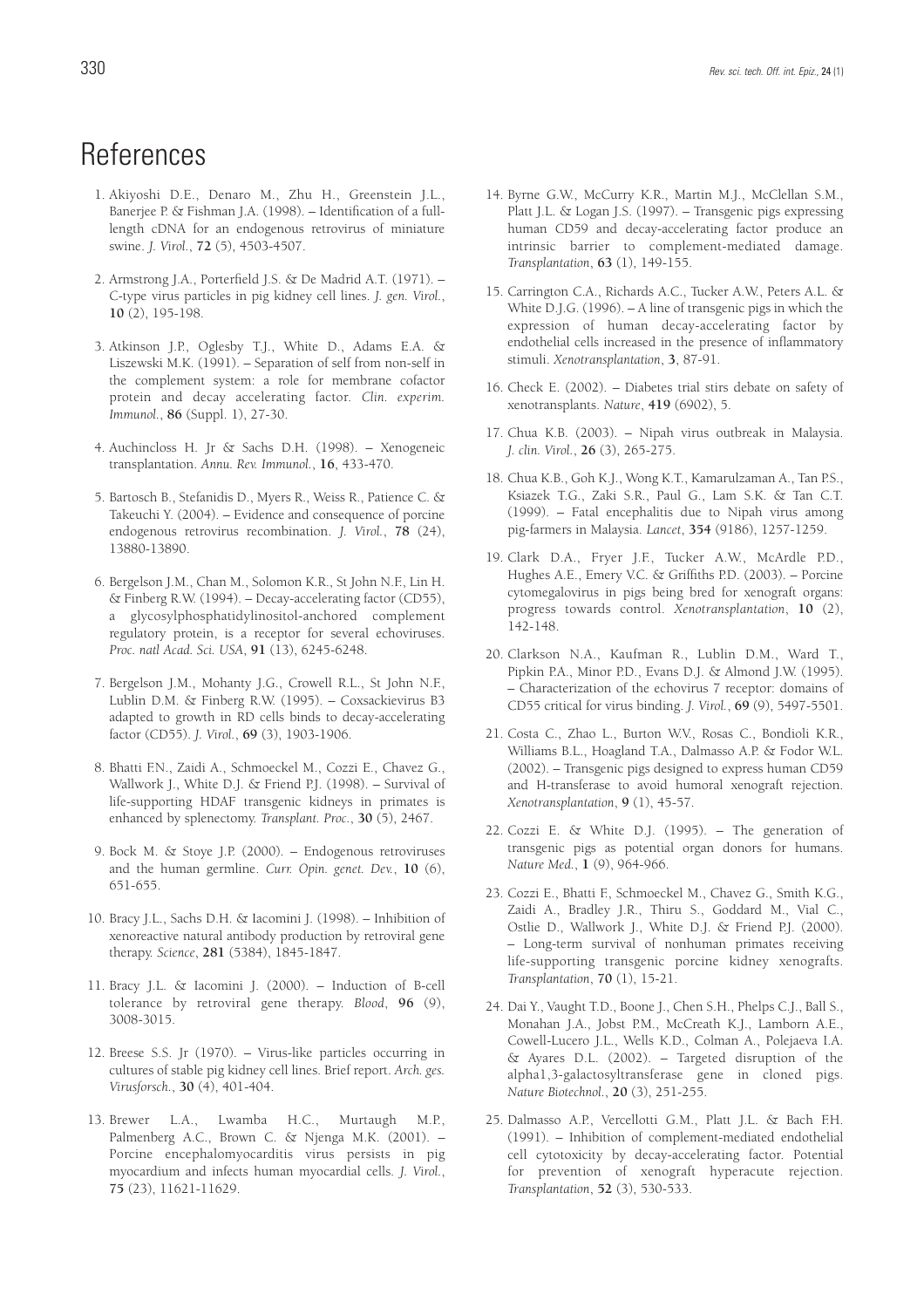# References

1. Akiyoshi D.E., Denaro M., Zhu H., Greenstein J.L., Banerjee P. & Fishman J.A. (1998). – Identification of a full-length cDNA for an endogenous retrovirus of miniature swine. *J. Virol.*, **72** (5), 4503-4507.

2. Armstrong J.A., Porterfield J.S. & De Madrid A.T. (1971). – C-type virus particles in pig kidney cell lines. *J. gen. Virol.*, **10** (2), 195-198.

3. Atkinson J.P., Oglesby T.J., White D., Adams E.A. & Liszewski M.K. (1991). – Separation of self from non-self in the complement system: a role for membrane cofactor protein and decay accelerating factor. *Clin. experim. Immunol.*, **86** (Suppl. 1), 27-30.

4. Auchincloss H. Jr & Sachs D.H. (1998). – Xenogeneic transplantation. *Annu. Rev. Immunol.*, **16**, 433-470.

5. Bartosch B., Stefanidis D., Myers R., Weiss R., Patience C. & Takeuchi Y. (2004). – Evidence and consequence of porcine endogenous retrovirus recombination. *J. Virol.*, **78** (24), 13880-13890.

6. Bergelson J.M., Chan M., Solomon K.R., St John N.F., Lin H. & Finberg R.W. (1994). – Decay-accelerating factor (CD55), a glycosylphosphatidylinositol-anchored complement regulatory protein, is a receptor for several echoviruses. *Proc. natl Acad. Sci. USA*, **91** (13), 6245-6248.

7. Bergelson J.M., Mohanty J.G., Crowell R.L., St John N.F., Lublin D.M. & Finberg R.W. (1995). – Coxsackievirus B3 adapted to growth in RD cells binds to decay-accelerating factor (CD55). *J. Virol.*, **69** (3), 1903-1906.

8. Bhatti F.N., Zaidi A., Schmoeckel M., Cozzi E., Chavez G., Wallwork J., White D.J. & Friend P.J. (1998). – Survival of life-supporting HDAF transgenic kidneys in primates is enhanced by splenectomy. *Transplant. Proc.*, **30** (5), 2467.

9. Bock M. & Stoye J.P. (2000). – Endogenous retroviruses and the human germline. *Curr. Opin. genet. Dev.*, **10** (6), 651-655.

10. Bracy J.L., Sachs D.H. & Iacomini J. (1998). – Inhibition of xenoreactive natural antibody production by retroviral gene therapy. *Science*, **281** (5384), 1845-1847.

11. Bracy J.L. & Iacomini J. (2000). – Induction of B-cell tolerance by retroviral gene therapy. *Blood*, **96** (9), 3008-3015.

12. Breese S.S. Jr (1970). – Virus-like particles occurring in cultures of stable pig kidney cell lines. Brief report. *Arch. ges. Virusforsch.*, **30** (4), 401-404.

13. Brewer L.A., Lwamba H.C., Murtaugh M.P., Palmenberg A.C., Brown C. & Njenga M.K. (2001). – Porcine encephalomyocarditis virus persists in pig myocardium and infects human myocardial cells. *J. Virol.*, **75** (23), 11621-11629.

14. Byrne G.W., McCurry K.R., Martin M.J., McClellan S.M., Platt J.L. & Logan J.S. (1997). – Transgenic pigs expressing human CD59 and decay-accelerating factor produce an intrinsic barrier to complement-mediated damage. *Transplantation*, **63** (1), 149-155.

15. Carrington C.A., Richards A.C., Tucker A.W., Peters A.L. & White D.J.G. (1996). – A line of transgenic pigs in which the expression of human decay-accelerating factor by endothelial cells increased in the presence of inflammatory stimuli. *Xenotransplantation*, **3**, 87-91.

16. Check E. (2002). – Diabetes trial stirs debate on safety of xenotransplants. *Nature*, **419** (6902), 5.

17. Chua K.B. (2003). – Nipah virus outbreak in Malaysia. *J. clin. Virol.*, **26** (3), 265-275.

18. Chua K.B., Goh K.J., Wong K.T., Kamarulzaman A., Tan P.S., Ksiazek T.G., Zaki S.R., Paul G., Lam S.K. & Tan C.T. (1999). – Fatal encephalitis due to Nipah virus among pig-farmers in Malaysia. *Lancet*, **354** (9186), 1257-1259.

19. Clark D.A., Fryer J.F., Tucker A.W., McArdle P.D., Hughes A.E., Emery V.C. & Griffiths P.D. (2003). – Porcine cytomegalovirus in pigs being bred for xenograft organs: progress towards control. *Xenotransplantation*, **10** (2), 142-148.

20. Clarkson N.A., Kaufman R., Lublin D.M., Ward T., Pipkin P.A., Minor P.D., Evans D.J. & Almond J.W. (1995). – Characterization of the echovirus 7 receptor: domains of CD55 critical for virus binding. *J. Virol.*, **69** (9), 5497-5501.

21. Costa C., Zhao L., Burton W.V., Rosas C., Bondioli K.R., Williams B.L., Hoagland T.A., Dalmasso A.P. & Fodor W.L. (2002). – Transgenic pigs designed to express human CD59 and H-transferase to avoid humoral xenograft rejection. *Xenotransplantation*, **9** (1), 45-57.

22. Cozzi E. & White D.J. (1995). – The generation of transgenic pigs as potential organ donors for humans. *Nature Med.*, **1** (9), 964-966.

23. Cozzi E., Bhatti F., Schmoeckel M., Chavez G., Smith K.G., Zaidi A., Bradley J.R., Thiru S., Goddard M., Vial C., Ostlie D., Wallwork J., White D.J. & Friend P.J. (2000). – Long-term survival of nonhuman primates receiving life-supporting transgenic porcine kidney xenografts. *Transplantation*, **70** (1), 15-21.

24. Dai Y., Vaught T.D., Boone J., Chen S.H., Phelps C.J., Ball S., Monahan J.A., Jobst P.M., McCreath K.J., Lamborn A.E., Cowell-Lucero J.L., Wells K.D., Colman A., Polejaeva I.A. & Ayares D.L. (2002). – Targeted disruption of the alpha1,3-galactosyltransferase gene in cloned pigs. *Nature Biotechnol.*, **20** (3), 251-255.

25. Dalmasso A.P., Vercellotti G.M., Platt J.L. & Bach F.H. (1991). – Inhibition of complement-mediated endothelial cell cytotoxicity by decay-accelerating factor. Potential for prevention of xenograft hyperacute rejection. *Transplantation*, **52** (3), 530-533.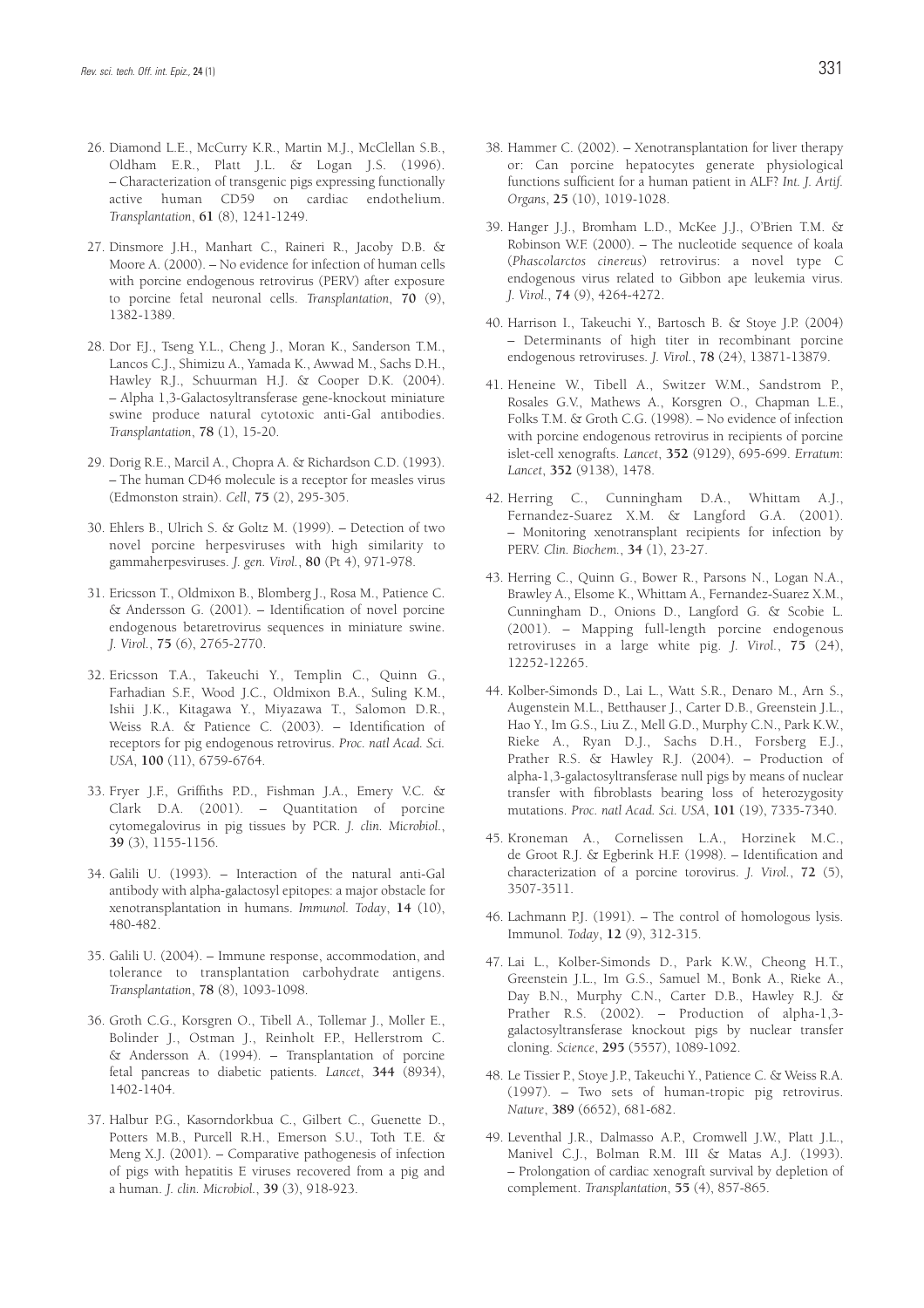26. Diamond L.E., McCurry K.R., Martin M.J., McClellan S.B., Oldham E.R., Platt J.L. & Logan J.S. (1996). – Characterization of transgenic pigs expressing functionally active human CD59 on cardiac endothelium. *Transplantation*, **61** (8), 1241-1249.

27. Dinsmore J.H., Manhart C., Raineri R., Jacoby D.B. & Moore A. (2000). – No evidence for infection of human cells with porcine endogenous retrovirus (PERV) after exposure to porcine fetal neuronal cells. *Transplantation*, **70** (9), 1382-1389.

28. Dor F.J., Tseng Y.L., Cheng J., Moran K., Sanderson T.M., Lancos C.J., Shimizu A., Yamada K., Awwad M., Sachs D.H., Hawley R.J., Schuurman H.J. & Cooper D.K. (2004). – Alpha 1,3-Galactosyltransferase gene-knockout miniature swine produce natural cytotoxic anti-Gal antibodies. *Transplantation*, **78** (1), 15-20.

29. Dorig R.E., Marcil A., Chopra A. & Richardson C.D. (1993). – The human CD46 molecule is a receptor for measles virus (Edmonston strain). *Cell*, **75** (2), 295-305.

30. Ehlers B., Ulrich S. & Goltz M. (1999). – Detection of two novel porcine herpesviruses with high similarity to gammaherpesviruses. *J. gen. Virol.*, **80** (Pt 4), 971-978.

31. Ericsson T., Oldmixon B., Blomberg J., Rosa M., Patience C. & Andersson G. (2001). – Identification of novel porcine endogenous betaretrovirus sequences in miniature swine. *J. Virol.*, **75** (6), 2765-2770.

32. Ericsson T.A., Takeuchi Y., Templin C., Quinn G., Farhadian S.F., Wood J.C., Oldmixon B.A., Suling K.M., Ishii J.K., Kitagawa Y., Miyazawa T., Salomon D.R., Weiss R.A. & Patience C. (2003). – Identification of receptors for pig endogenous retrovirus. *Proc. natl Acad. Sci. USA*, **100** (11), 6759-6764.

33. Fryer J.F., Griffiths P.D., Fishman J.A., Emery V.C. & Clark D.A. (2001). – Quantitation of porcine cytomegalovirus in pig tissues by PCR. *J. clin. Microbiol.*, **39** (3), 1155-1156.

34. Galili U. (1993). – Interaction of the natural anti-Gal antibody with alpha-galactosyl epitopes: a major obstacle for xenotransplantation in humans. *Immunol. Today*, **14** (10), 480-482.

35. Galili U. (2004). – Immune response, accommodation, and tolerance to transplantation carbohydrate antigens. *Transplantation*, **78** (8), 1093-1098.

36. Groth C.G., Korsgren O., Tibell A., Tollemar J., Moller E., Bolinder J., Ostman J., Reinholt F.P., Hellerstrom C. & Andersson A. (1994). – Transplantation of porcine fetal pancreas to diabetic patients. *Lancet*, **344** (8934), 1402-1404.

37. Halbur P.G., Kasorndorkbua C., Gilbert C., Guenette D., Potters M.B., Purcell R.H., Emerson S.U., Toth T.E. & Meng X.J. (2001). – Comparative pathogenesis of infection of pigs with hepatitis E viruses recovered from a pig and a human. *J. clin. Microbiol.*, **39** (3), 918-923.

38. Hammer C. (2002). – Xenotransplantation for liver therapy or: Can porcine hepatocytes generate physiological functions sufficient for a human patient in ALF? *Int. J. Artif. Organs*, **25** (10), 1019-1028.

39. Hanger J.J., Bromham L.D., McKee J.J., O'Brien T.M. & Robinson W.F. (2000). – The nucleotide sequence of koala (*Phascolarctos cinereus*) retrovirus: a novel type C endogenous virus related to Gibbon ape leukemia virus. *J. Virol.*, **74** (9), 4264-4272.

40. Harrison I., Takeuchi Y., Bartosch B. & Stoye J.P. (2004) – Determinants of high titer in recombinant porcine endogenous retroviruses. *J. Virol.*, **78** (24), 13871-13879.

41. Heneine W., Tibell A., Switzer W.M., Sandstrom P., Rosales G.V., Mathews A., Korsgren O., Chapman L.E., Folks T.M. & Groth C.G. (1998). – No evidence of infection with porcine endogenous retrovirus in recipients of porcine islet-cell xenografts. *Lancet*, **352** (9129), 695-699. *Erratum*: *Lancet*, **352** (9138), 1478.

42. Herring C., Cunningham D.A., Whittam A.J., Fernandez-Suarez X.M. & Langford G.A. (2001). – Monitoring xenotransplant recipients for infection by PERV. *Clin. Biochem.*, **34** (1), 23-27.

43. Herring C., Quinn G., Bower R., Parsons N., Logan N.A., Brawley A., Elsome K., Whittam A., Fernandez-Suarez X.M., Cunningham D., Onions D., Langford G. & Scobie L. (2001). – Mapping full-length porcine endogenous retroviruses in a large white pig. *J. Virol.*, **75** (24), 12252-12265.

44. Kolber-Simonds D., Lai L., Watt S.R., Denaro M., Arn S., Augenstein M.L., Betthauser J., Carter D.B., Greenstein J.L., Hao Y., Im G.S., Liu Z., Mell G.D., Murphy C.N., Park K.W., Rieke A., Ryan D.J., Sachs D.H., Forsberg E.J., Prather R.S. & Hawley R.J. (2004). – Production of alpha-1,3-galactosyltransferase null pigs by means of nuclear transfer with fibroblasts bearing loss of heterozygosity mutations. *Proc. natl Acad. Sci. USA*, **101** (19), 7335-7340.

45. Kroneman A., Cornelissen L.A., Horzinek M.C., de Groot R.J. & Egberink H.F. (1998). – Identification and characterization of a porcine torovirus. *J. Virol.*, **72** (5), 3507-3511.

46. Lachmann P.J. (1991). – The control of homologous lysis. Immunol. *Today*, **12** (9), 312-315.

47. Lai L., Kolber-Simonds D., Park K.W., Cheong H.T., Greenstein J.L., Im G.S., Samuel M., Bonk A., Rieke A., Day B.N., Murphy C.N., Carter D.B., Hawley R.J. & Prather R.S. (2002). – Production of alpha-1,3-galactosyltransferase knockout pigs by nuclear transfer cloning. *Science*, **295** (5557), 1089-1092.

48. Le Tissier P., Stoye J.P., Takeuchi Y., Patience C. & Weiss R.A. (1997). – Two sets of human-tropic pig retrovirus. *Nature*, **389** (6652), 681-682.

49. Leventhal J.R., Dalmasso A.P., Cromwell J.W., Platt J.L., Manivel C.J., Bolman R.M. III & Matas A.J. (1993). – Prolongation of cardiac xenograft survival by depletion of complement. *Transplantation*, **55** (4), 857-865.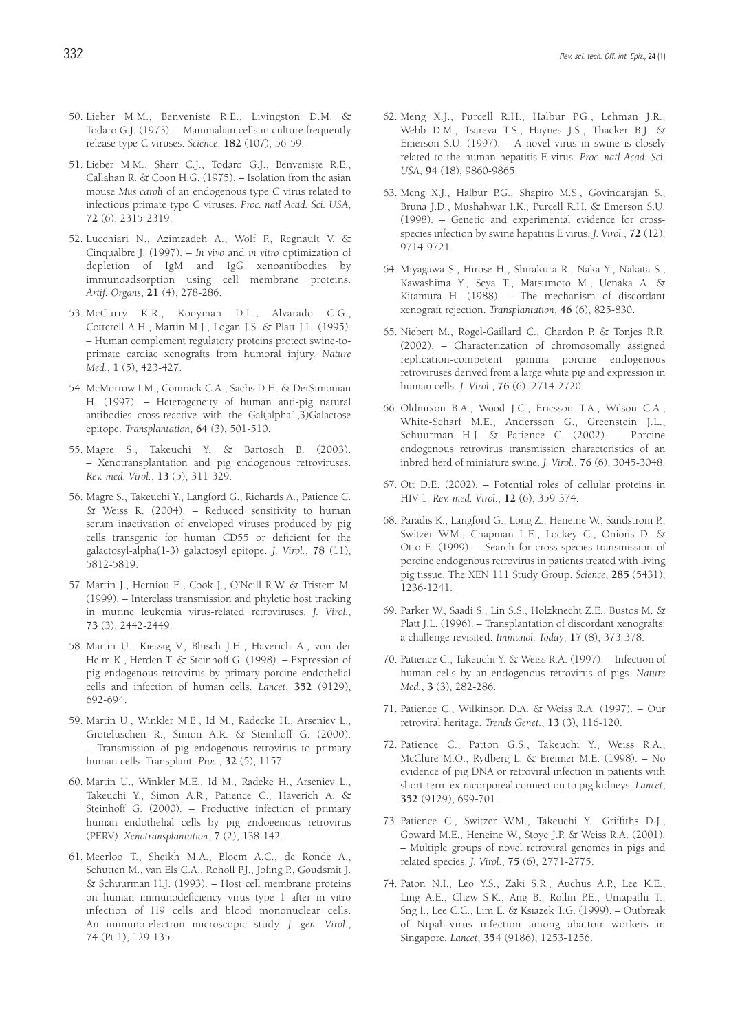50. Lieber M.M., Benveniste R.E., Livingston D.M. & Todaro G.J. (1973). – Mammalian cells in culture frequently release type C viruses. *Science*, **182** (107), 56-59.

51. Lieber M.M., Sherr C.J., Todaro G.J., Benveniste R.E., Callahan R. & Coon H.G. (1975). – Isolation from the asian mouse *Mus caroli* of an endogenous type C virus related to infectious primate type C viruses. *Proc. natl Acad. Sci. USA*, **72** (6), 2315-2319.

52. Lucchiari N., Azimzadeh A., Wolf P., Regnault V. & Cinqualbre J. (1997). – *In vivo* and *in vitro* optimization of depletion of IgM and IgG xenoantibodies by immunoadsorption using cell membrane proteins. *Artif. Organs*, **21** (4), 278-286.

53. McCurry K.R., Kooyman D.L., Alvarado C.G., Cotterell A.H., Martin M.J., Logan J.S. & Platt J.L. (1995). – Human complement regulatory proteins protect swine-to-primate cardiac xenografts from humoral injury. *Nature Med.*, **1** (5), 423-427.

54. McMorrow I.M., Comrack C.A., Sachs D.H. & DerSimonian H. (1997). – Heterogeneity of human anti-pig natural antibodies cross-reactive with the Gal(alpha1,3)Galactose epitope. *Transplantation*, **64** (3), 501-510.

55. Magre S., Takeuchi Y. & Bartosch B. (2003). – Xenotransplantation and pig endogenous retroviruses. *Rev. med. Virol.*, **13** (5), 311-329.

56. Magre S., Takeuchi Y., Langford G., Richards A., Patience C. & Weiss R. (2004). – Reduced sensitivity to human serum inactivation of enveloped viruses produced by pig cells transgenic for human CD55 or deficient for the galactosyl-alpha(1-3) galactosyl epitope. *J. Virol.*, **78** (11), 5812-5819.

57. Martin J., Herniou E., Cook J., O'Neill R.W. & Tristem M. (1999). – Interclass transmission and phyletic host tracking in murine leukemia virus-related retroviruses. *J. Virol.*, **73** (3), 2442-2449.

58. Martin U., Kiessig V., Blusch J.H., Haverich A., von der Helm K., Herden T. & Steinhoff G. (1998). – Expression of pig endogenous retrovirus by primary porcine endothelial cells and infection of human cells. *Lancet*, **352** (9129), 692-694.

59. Martin U., Winkler M.E., Id M., Radecke H., Arseniev L., Groteluschen R., Simon A.R. & Steinhoff G. (2000). – Transmission of pig endogenous retrovirus to primary human cells. Transplant. *Proc.*, **32** (5), 1157.

60. Martin U., Winkler M.E., Id M., Radeke H., Arseniev L., Takeuchi Y., Simon A.R., Patience C., Haverich A. & Steinhoff G. (2000). – Productive infection of primary human endothelial cells by pig endogenous retrovirus (PERV). *Xenotransplantation*, **7** (2), 138-142.

61. Meerloo T., Sheikh M.A., Bloem A.C., de Ronde A., Schutten M., van Els C.A., Roholl P.J., Joling P., Goudsmit J. & Schuurman H.J. (1993). – Host cell membrane proteins on human immunodeficiency virus type 1 after in vitro infection of H9 cells and blood mononuclear cells. An immuno-electron microscopic study. *J. gen. Virol.*, **74** (Pt 1), 129-135.

62. Meng X.J., Purcell R.H., Halbur P.G., Lehman J.R., Webb D.M., Tsareva T.S., Haynes J.S., Thacker B.J. & Emerson S.U. (1997). – A novel virus in swine is closely related to the human hepatitis E virus. *Proc. natl Acad. Sci. USA*, **94** (18), 9860-9865.

63. Meng X.J., Halbur P.G., Shapiro M.S., Govindarajan S., Bruna J.D., Mushahwar I.K., Purcell R.H. & Emerson S.U. (1998). – Genetic and experimental evidence for cross-species infection by swine hepatitis E virus. *J. Virol.*, **72** (12), 9714-9721.

64. Miyagawa S., Hirose H., Shirakura R., Naka Y., Nakata S., Kawashima Y., Seya T., Matsumoto M., Uenaka A. & Kitamura H. (1988). – The mechanism of discordant xenograft rejection. *Transplantation*, **46** (6), 825-830.

65. Niebert M., Rogel-Gaillard C., Chardon P. & Tonjes R.R. (2002). – Characterization of chromosomally assigned replication-competent gamma porcine endogenous retroviruses derived from a large white pig and expression in human cells. *J. Virol.*, **76** (6), 2714-2720.

66. Oldmixon B.A., Wood J.C., Ericsson T.A., Wilson C.A., White-Scharf M.E., Andersson G., Greenstein J.L., Schuurman H.J. & Patience C. (2002). – Porcine endogenous retrovirus transmission characteristics of an inbred herd of miniature swine. *J. Virol.*, **76** (6), 3045-3048.

67. Ott D.E. (2002). – Potential roles of cellular proteins in HIV-1. *Rev. med. Virol.*, **12** (6), 359-374.

68. Paradis K., Langford G., Long Z., Heneine W., Sandstrom P., Switzer W.M., Chapman L.E., Lockey C., Onions D. & Otto E. (1999). – Search for cross-species transmission of porcine endogenous retrovirus in patients treated with living pig tissue. The XEN 111 Study Group. *Science*, **285** (5431), 1236-1241.

69. Parker W., Saadi S., Lin S.S., Holzknecht Z.E., Bustos M. & Platt J.L. (1996). – Transplantation of discordant xenografts: a challenge revisited. *Immunol. Today*, **17** (8), 373-378.

70. Patience C., Takeuchi Y. & Weiss R.A. (1997). – Infection of human cells by an endogenous retrovirus of pigs. *Nature Med.*, **3** (3), 282-286.

71. Patience C., Wilkinson D.A. & Weiss R.A. (1997). – Our retroviral heritage. *Trends Genet.*, **13** (3), 116-120.

72. Patience C., Patton G.S., Takeuchi Y., Weiss R.A., McClure M.O., Rydberg L. & Breimer M.E. (1998). – No evidence of pig DNA or retroviral infection in patients with short-term extracorporeal connection to pig kidneys. *Lancet*, **352** (9129), 699-701.

73. Patience C., Switzer W.M., Takeuchi Y., Griffiths D.J., Goward M.E., Heneine W., Stoye J.P. & Weiss R.A. (2001). – Multiple groups of novel retroviral genomes in pigs and related species. *J. Virol.*, **75** (6), 2771-2775.

74. Paton N.I., Leo Y.S., Zaki S.R., Auchus A.P., Lee K.E., Ling A.E., Chew S.K., Ang B., Rollin P.E., Umapathi T., Sng I., Lee C.C., Lim E. & Ksiazek T.G. (1999). – Outbreak of Nipah-virus infection among abattoir workers in Singapore. *Lancet*, **354** (9186), 1253-1256.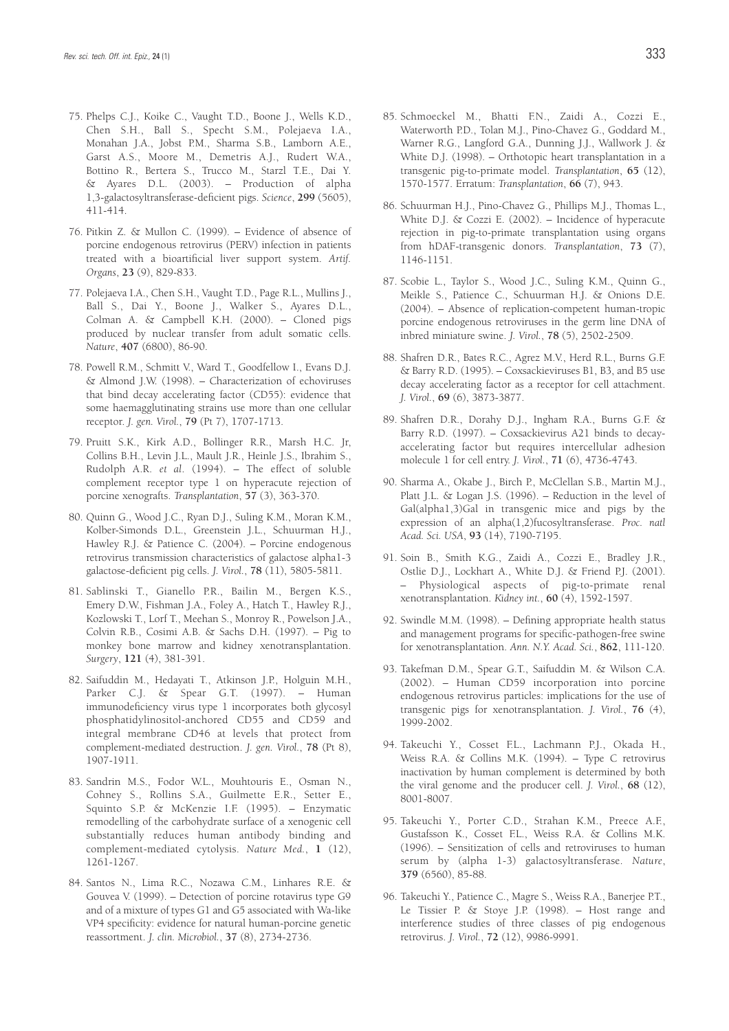75. Phelps C.J., Koike C., Vaught T.D., Boone J., Wells K.D., Chen S.H., Ball S., Specht S.M., Polejaeva I.A., Monahan J.A., Jobst P.M., Sharma S.B., Lamborn A.E., Garst A.S., Moore M., Demetris A.J., Rudert W.A., Bottino R., Bertera S., Trucco M., Starzl T.E., Dai Y. & Ayares D.L. (2003). – Production of alpha 1,3-galactosyltransferase-deficient pigs. *Science*, **299** (5605), 411-414.

76. Pitkin Z. & Mullon C. (1999). – Evidence of absence of porcine endogenous retrovirus (PERV) infection in patients treated with a bioartificial liver support system. *Artif. Organs*, **23** (9), 829-833.

77. Polejaeva I.A., Chen S.H., Vaught T.D., Page R.L., Mullins J., Ball S., Dai Y., Boone J., Walker S., Ayares D.L., Colman A. & Campbell K.H. (2000). – Cloned pigs produced by nuclear transfer from adult somatic cells. *Nature*, **407** (6800), 86-90.

78. Powell R.M., Schmitt V., Ward T., Goodfellow I., Evans D.J. & Almond J.W. (1998). – Characterization of echoviruses that bind decay accelerating factor (CD55): evidence that some haemagglutinating strains use more than one cellular receptor. *J. gen. Virol.*, **79** (Pt 7), 1707-1713.

79. Pruitt S.K., Kirk A.D., Bollinger R.R., Marsh H.C. Jr, Collins B.H., Levin J.L., Mault J.R., Heinle J.S., Ibrahim S., Rudolph A.R. *et al.* (1994). – The effect of soluble complement receptor type 1 on hyperacute rejection of porcine xenografts. *Transplantation*, **57** (3), 363-370.

80. Quinn G., Wood J.C., Ryan D.J., Suling K.M., Moran K.M., Kolber-Simonds D.L., Greenstein J.L., Schuurman H.J., Hawley R.J. & Patience C. (2004). – Porcine endogenous retrovirus transmission characteristics of galactose alpha1-3 galactose-deficient pig cells. *J. Virol.*, **78** (11), 5805-5811.

81. Sablinski T., Gianello P.R., Bailin M., Bergen K.S., Emery D.W., Fishman J.A., Foley A., Hatch T., Hawley R.J., Kozlowski T., Lorf T., Meehan S., Monroy R., Powelson J.A., Colvin R.B., Cosimi A.B. & Sachs D.H. (1997). – Pig to monkey bone marrow and kidney xenotransplantation. *Surgery*, **121** (4), 381-391.

82. Saifuddin M., Hedayati T., Atkinson J.P., Holguin M.H., Parker C.J. & Spear G.T. (1997). – Human immunodeficiency virus type 1 incorporates both glycosyl phosphatidylinositol-anchored CD55 and CD59 and integral membrane CD46 at levels that protect from complement-mediated destruction. *J. gen. Virol.*, **78** (Pt 8), 1907-1911.

83. Sandrin M.S., Fodor W.L., Mouhtouris E., Osman N., Cohney S., Rollins S.A., Guilmette E.R., Setter E., Squinto S.P. & McKenzie I.F. (1995). – Enzymatic remodelling of the carbohydrate surface of a xenogenic cell substantially reduces human antibody binding and complement-mediated cytolysis. *Nature Med.*, **1** (12), 1261-1267.

84. Santos N., Lima R.C., Nozawa C.M., Linhares R.E. & Gouvea V. (1999). – Detection of porcine rotavirus type G9 and of a mixture of types G1 and G5 associated with Wa-like VP4 specificity: evidence for natural human-porcine genetic reassortment. *J. clin. Microbiol.*, **37** (8), 2734-2736.

85. Schmoeckel M., Bhatti F.N., Zaidi A., Cozzi E., Waterworth P.D., Tolan M.J., Pino-Chavez G., Goddard M., Warner R.G., Langford G.A., Dunning J.J., Wallwork J. & White D.J. (1998). – Orthotopic heart transplantation in a transgenic pig-to-primate model. *Transplantation*, **65** (12), 1570-1577. Erratum: *Transplantation*, **66** (7), 943.

86. Schuurman H.J., Pino-Chavez G., Phillips M.J., Thomas L., White D.J. & Cozzi E. (2002). – Incidence of hyperacute rejection in pig-to-primate transplantation using organs from hDAF-transgenic donors. *Transplantation*, **73** (7), 1146-1151.

87. Scobie L., Taylor S., Wood J.C., Suling K.M., Quinn G., Meikle S., Patience C., Schuurman H.J. & Onions D.E. (2004). – Absence of replication-competent human-tropic porcine endogenous retroviruses in the germ line DNA of inbred miniature swine. *J. Virol.*, **78** (5), 2502-2509.

88. Shafren D.R., Bates R.C., Agrez M.V., Herd R.L., Burns G.F. & Barry R.D. (1995). – Coxsackieviruses B1, B3, and B5 use decay accelerating factor as a receptor for cell attachment. *J. Virol.*, **69** (6), 3873-3877.

89. Shafren D.R., Dorahy D.J., Ingham R.A., Burns G.F. & Barry R.D. (1997). – Coxsackievirus A21 binds to decay-accelerating factor but requires intercellular adhesion molecule 1 for cell entry. *J. Virol.*, **71** (6), 4736-4743.

90. Sharma A., Okabe J., Birch P., McClellan S.B., Martin M.J., Platt J.L. & Logan J.S. (1996). – Reduction in the level of Gal(alpha1,3)Gal in transgenic mice and pigs by the expression of an alpha(1,2)fucosyltransferase. *Proc. natl Acad. Sci. USA*, **93** (14), 7190-7195.

91. Soin B., Smith K.G., Zaidi A., Cozzi E., Bradley J.R., Ostlie D.J., Lockhart A., White D.J. & Friend P.J. (2001). – Physiological aspects of pig-to-primate renal xenotransplantation. *Kidney int.*, **60** (4), 1592-1597.

92. Swindle M.M. (1998). – Defining appropriate health status and management programs for specific-pathogen-free swine for xenotransplantation. *Ann. N.Y. Acad. Sci.*, **862**, 111-120.

93. Takefman D.M., Spear G.T., Saifuddin M. & Wilson C.A. (2002). – Human CD59 incorporation into porcine endogenous retrovirus particles: implications for the use of transgenic pigs for xenotransplantation. *J. Virol.*, **76** (4), 1999-2002.

94. Takeuchi Y., Cosset F.L., Lachmann P.J., Okada H., Weiss R.A. & Collins M.K. (1994). – Type C retrovirus inactivation by human complement is determined by both the viral genome and the producer cell. *J. Virol.*, **68** (12), 8001-8007.

95. Takeuchi Y., Porter C.D., Strahan K.M., Preece A.F., Gustafsson K., Cosset F.L., Weiss R.A. & Collins M.K. (1996). – Sensitization of cells and retroviruses to human serum by (alpha 1-3) galactosyltransferase. *Nature*, **379** (6560), 85-88.

96. Takeuchi Y., Patience C., Magre S., Weiss R.A., Banerjee P.T., Le Tissier P. & Stoye J.P. (1998). – Host range and interference studies of three classes of pig endogenous retrovirus. *J. Virol.*, **72** (12), 9986-9991.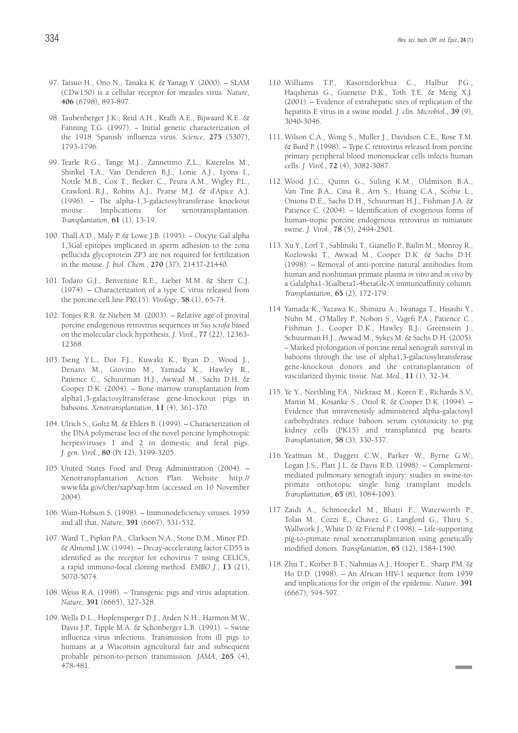97. Tatsuo H., Ono N., Tanaka K. & Yanagi Y. (2000). – SLAM (CDw150) is a cellular receptor for measles virus. *Nature*, **406** (6798), 893-897.

98. Taubenberger J.K., Reid A.H., Krafft A.E., Bijwaard K.E. & Fanning T.G. (1997). – Initial genetic characterization of the 1918 'Spanish' influenza virus. *Science*, **275** (5307), 1793-1796.

99. Tearle R.G., Tange M.J., Zannettino Z.L., Katerelos M., Shinkel T.A., Van Denderen B.J., Lonie A.J., Lyons I., Nottle M.B., Cox T., Becker C., Peura A.M., Wigley P.L., Crawford R.J., Robins A.J., Pearse M.J. & d'Apice A.J. (1996). – The alpha-1,3-galactosyltransferase knockout mouse. Implications for xenotransplantation. *Transplantation*, **61** (1), 13-19.

100. Thall A.D., Maly P. & Lowe J.B. (1995). – Oocyte Gal alpha 1,3Gal epitopes implicated in sperm adhesion to the zona pellucida glycoprotein ZP3 are not required for fertilization in the mouse. *J. biol. Chem.*, **270** (37), 21437-21440.

101. Todaro G.J., Benveniste R.E., Lieber M.M. & Sherr C.J. (1974). – Characterization of a type C virus released from the porcine cell line PK(15). *Virology*, **58** (1), 65-74.

102. Tonjes R.R. & Niebert M. (2003). – Relative age of proviral porcine endogenous retrovirus sequences in *Sus scrofa* based on the molecular clock hypothesis. *J. Virol.*, **77** (22), 12363-12368.

103. Tseng Y.L., Dor F.J., Kuwaki K., Ryan D., Wood J., Denaro M., Giovino M., Yamada K., Hawley R., Patience C., Schuurman H.J., Awwad M., Sachs D.H. & Cooper D.K. (2004). – Bone marrow transplantation from alpha1,3-galactosyltransferase gene-knockout pigs in baboons. *Xenotransplantation*, **11** (4), 361-370.

104. Ulrich S., Goltz M. & Ehlers B. (1999). – Characterization of the DNA polymerase loci of the novel porcine lymphotropic herpesviruses 1 and 2 in domestic and feral pigs. *J. gen. Virol.*, **80** (Pt 12), 3199-3205.

105. United States Food and Drug Administration (2004). – Xenotransplantation Action Plan. Website: http://www.fda.gov/cber/xap/xap.htm (accessed on 10 November 2004).

106. Wain-Hobson S. (1998). – Immunodeficiency viruses. 1959 and all that. *Nature*, **391** (6667), 531-532.

107. Ward T., Pipkin P.A., Clarkson N.A., Stone D.M., Minor P.D. & Almond J.W. (1994). – Decay-accelerating factor CD55 is identified as the receptor for echovirus 7 using CELICS, a rapid immuno-focal cloning method. *EMBO J.*, **13** (21), 5070-5074.

108. Weiss R.A. (1998). – Transgenic pigs and virus adaptation. *Nature*, **391** (6665), 327-328.

109. Wells D.L., Hopfensperger D.J., Arden N.H., Harmon M.W., Davis J.P., Tipple M.A. & Schonberger L.B. (1991). – Swine influenza virus infections. Transmission from ill pigs to humans at a Wisconsin agricultural fair and subsequent probable person-to-person transmission. *JAMA*, **265** (4), 478-481.

110. Williams T.P., Kasorndorkbua C., Halbur P.G., Haqshenas G., Guenette D.K., Toth T.E. & Meng X.J. (2001). – Evidence of extrahepatic sites of replication of the hepatitis E virus in a swine model. *J. clin. Microbiol.*, **39** (9), 3040-3046.

111. Wilson C.A., Wong S., Muller J., Davidson C.E., Rose T.M. & Burd P. (1998). – Type C retrovirus released from porcine primary peripheral blood mononuclear cells infects human cells. *J. Virol.*, **72** (4), 3082-3087.

112. Wood J.C., Quinn G., Suling K.M., Oldmixon B.A., Van Tine B.A., Cina R., Arn S., Huang C.A., Scobie L., Onions D.E., Sachs D.H., Schuurman H.J., Fishman J.A. & Patience C. (2004). – Identification of exogenous forms of human-tropic porcine endogenous retrovirus in miniature swine. *J. Virol.*, **78** (5), 2494-2501.

113. Xu Y., Lorf T., Sablinski T., Gianello P., Bailin M., Monroy R., Kozlowski T., Awwad M., Cooper D.K. & Sachs D.H. (1998). – Removal of anti-porcine natural antibodies from human and nonhuman primate plasma *in vitro* and *in vivo* by a Galalpha1-3Galbeta1-4betaGlc-X immunoaffinity column. *Transplantation*, **65** (2), 172-179.

114. Yamada K., Yazawa K., Shimizu A., Iwanaga T., Hisashi Y., Nuhn M., O'Malley P., Nobori S., Vagefi P.A., Patience C., Fishman J., Cooper D.K., Hawley R.J., Greenstein J., Schuurman H.J., Awwad M., Sykes M. & Sachs D.H. (2005). – Marked prolongation of porcine renal xenograft survival in baboons through the use of alpha1,3-galactosyltransferase gene-knockout donors and the cotransplantation of vascularized thymic tissue. *Nat. Med.*, **11** (1), 32-34.

115. Ye Y., Neethling F.A., Niekrasz M., Koren E., Richards S.V., Martin M., Kosanke S., Oriol R. & Cooper D.K. (1994). – Evidence that intravenously administered alpha-galactosyl carbohydrates reduce baboon serum cytotoxicity to pig kidney cells (PK15) and transplanted pig hearts. *Transplantation*, **58** (3), 330-337.

116. Yeatman M., Daggett C.W., Parker W., Byrne G.W., Logan J.S., Platt J.L. & Davis R.D. (1998). – Complement-mediated pulmonary xenograft injury: studies in swine-to-primate orthotopic single lung transplant models. *Transplantation*, **65** (8), 1084-1093.

117. Zaidi A., Schmoeckel M., Bhatti F., Waterworth P., Tolan M., Cozzi E., Chavez G., Langford G., Thiru S., Wallwork J., White D. & Friend P. (1998). – Life-supporting pig-to-primate renal xenotransplantation using genetically modified donors. *Transplantation*, **65** (12), 1584-1590.

118. Zhu T., Korber B.T., Nahmias A.J., Hooper E., Sharp P.M. & Ho D.D. (1998). – An African HIV-1 sequence from 1959 and implications for the origin of the epidemic. *Nature*, **391** (6667), 594-597.